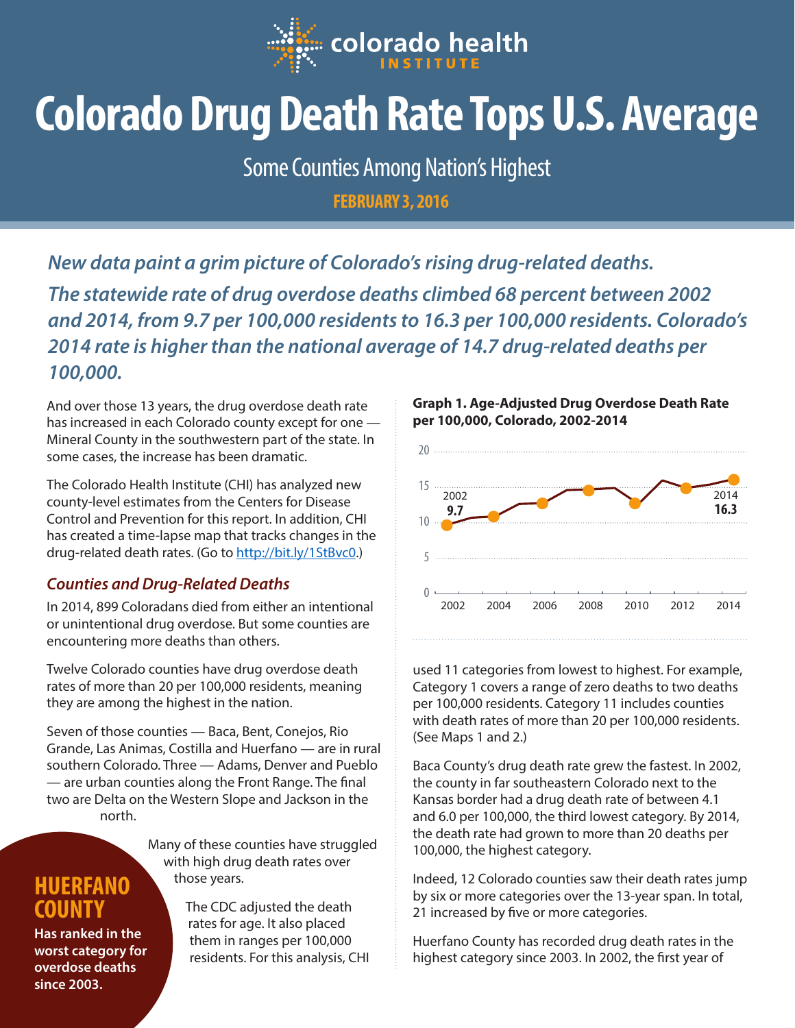colorado health INSTITUTE

# Colorado Drug Death Rate Tops U.S. Average

## Some Counties Among Nation's Highest

**FEBRUARY 3, 2016**

***New data paint a grim picture of Colorado's rising drug-related deaths. The statewide rate of drug overdose deaths climbed 68 percent between 2002 and 2014, from 9.7 per 100,000 residents to 16.3 per 100,000 residents. Colorado's 2014 rate is higher than the national average of 14.7 drug-related deaths per 100,000.***

And over those 13 years, the drug overdose death rate has increased in each Colorado county except for one — Mineral County in the southwestern part of the state. In some cases, the increase has been dramatic.

The Colorado Health Institute (CHI) has analyzed new county-level estimates from the Centers for Disease Control and Prevention for this report. In addition, CHI has created a time-lapse map that tracks changes in the drug-related death rates. (Go to http://bit.ly/1StBvc0.)

### *Counties and Drug-Related Deaths*

In 2014, 899 Coloradans died from either an intentional or unintentional drug overdose. But some counties are encountering more deaths than others.

Twelve Colorado counties have drug overdose death rates of more than 20 per 100,000 residents, meaning they are among the highest in the nation.

Seven of those counties — Baca, Bent, Conejos, Rio Grande, Las Animas, Costilla and Huerfano — are in rural southern Colorado. Three — Adams, Denver and Pueblo — are urban counties along the Front Range. The final two are Delta on the Western Slope and Jackson in the north.

**HUERFANO COUNTY**

**Has ranked in the worst category for overdose deaths since 2003.**

Many of these counties have struggled with high drug death rates over those years.

The CDC adjusted the death rates for age. It also placed them in ranges per 100,000 residents. For this analysis, CHI used 11 categories from lowest to highest. For example, Category 1 covers a range of zero deaths to two deaths per 100,000 residents. Category 11 includes counties with death rates of more than 20 per 100,000 residents. (See Maps 1 and 2.)

**Graph 1. Age-Adjusted Drug Overdose Death Rate per 100,000, Colorado, 2002-2014**

| Year | Rate |
|---|---|
| 2002 | 9.7 |
| 2014 | 16.3 |

Baca County's drug death rate grew the fastest. In 2002, the county in far southeastern Colorado next to the Kansas border had a drug death rate of between 4.1 and 6.0 per 100,000, the third lowest category. By 2014, the death rate had grown to more than 20 deaths per 100,000, the highest category.

Indeed, 12 Colorado counties saw their death rates jump by six or more categories over the 13-year span. In total, 21 increased by five or more categories.

Huerfano County has recorded drug death rates in the highest category since 2003. In 2002, the first year of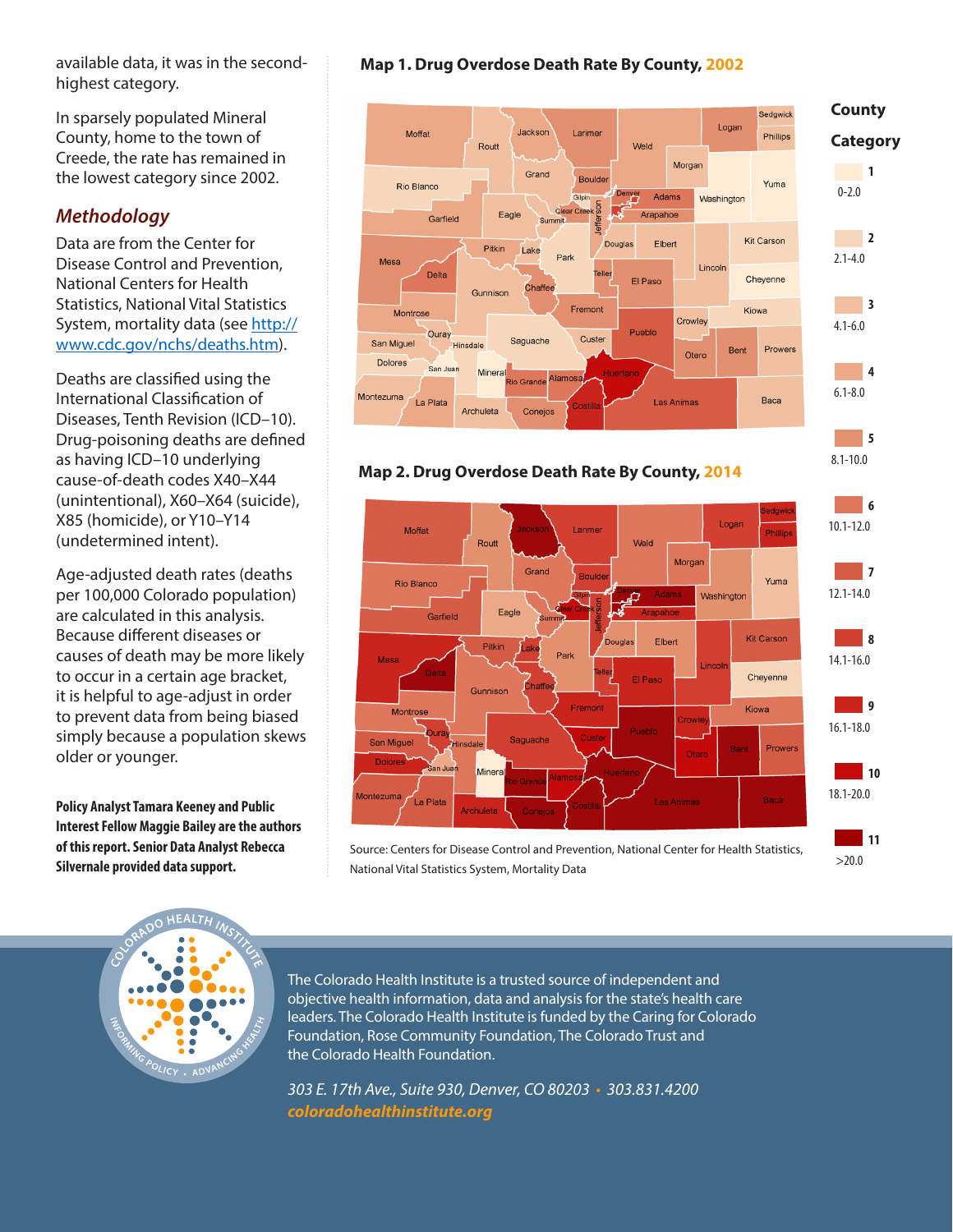available data, it was in the second-highest category.

In sparsely populated Mineral County, home to the town of Creede, the rate has remained in the lowest category since 2002.

## *Methodology*

Data are from the Center for Disease Control and Prevention, National Centers for Health Statistics, National Vital Statistics System, mortality data (see http://www.cdc.gov/nchs/deaths.htm).

Deaths are classified using the International Classification of Diseases, Tenth Revision (ICD–10). Drug-poisoning deaths are defined as having ICD–10 underlying cause-of-death codes X40–X44 (unintentional), X60–X64 (suicide), X85 (homicide), or Y10–Y14 (undetermined intent).

Age-adjusted death rates (deaths per 100,000 Colorado population) are calculated in this analysis. Because different diseases or causes of death may be more likely to occur in a certain age bracket, it is helpful to age-adjust in order to prevent data from being biased simply because a population skews older or younger.

**Policy Analyst Tamara Keeney and Public Interest Fellow Maggie Bailey are the authors of this report. Senior Data Analyst Rebecca Silvernale provided data support.**

**Map 1. Drug Overdose Death Rate By County, 2002**

**Map 2. Drug Overdose Death Rate By County, 2014**

Source: Centers for Disease Control and Prevention, National Center for Health Statistics, National Vital Statistics System, Mortality Data

**County Category**

1
0-2.0

2
2.1-4.0

3
4.1-6.0

4
6.1-8.0

5
8.1-10.0

6
10.1-12.0

7
12.1-14.0

8
14.1-16.0

9
16.1-18.0

10
18.1-20.0

11
>20.0

COLORADO HEALTH INSTITUTE
INFORMING POLICY • ADVANCING HEALTH

The Colorado Health Institute is a trusted source of independent and objective health information, data and analysis for the state's health care leaders. The Colorado Health Institute is funded by the Caring for Colorado Foundation, Rose Community Foundation, The Colorado Trust and the Colorado Health Foundation.

*303 E. 17th Ave., Suite 930, Denver, CO 80203 • 303.831.4200*
***coloradohealthinstitute.org***